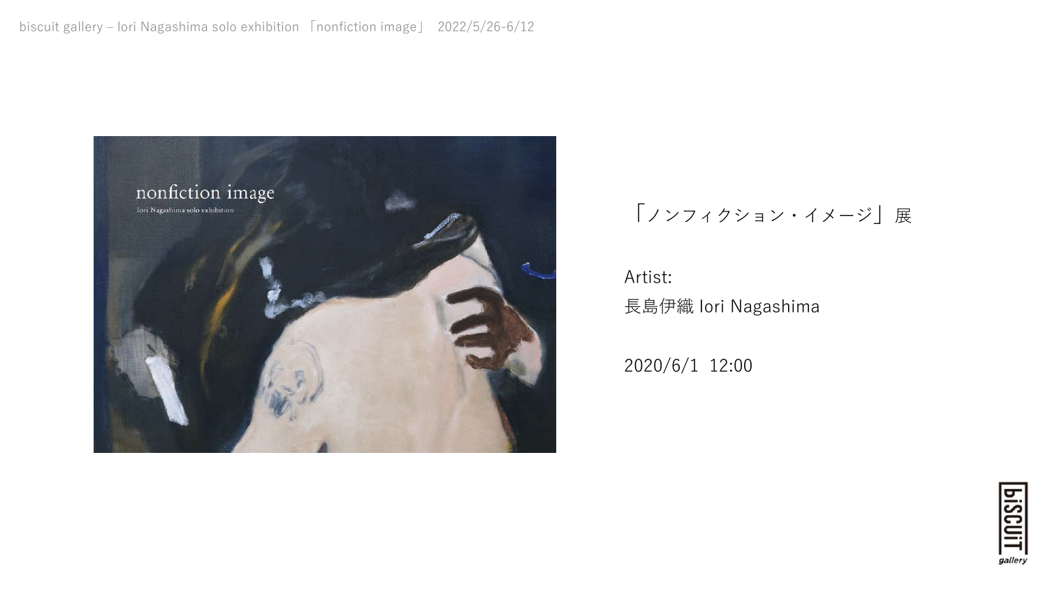「ノンフィクション・イメージ」展

Artist:
長島伊織 Iori Nagashima

2020/6/1 12:00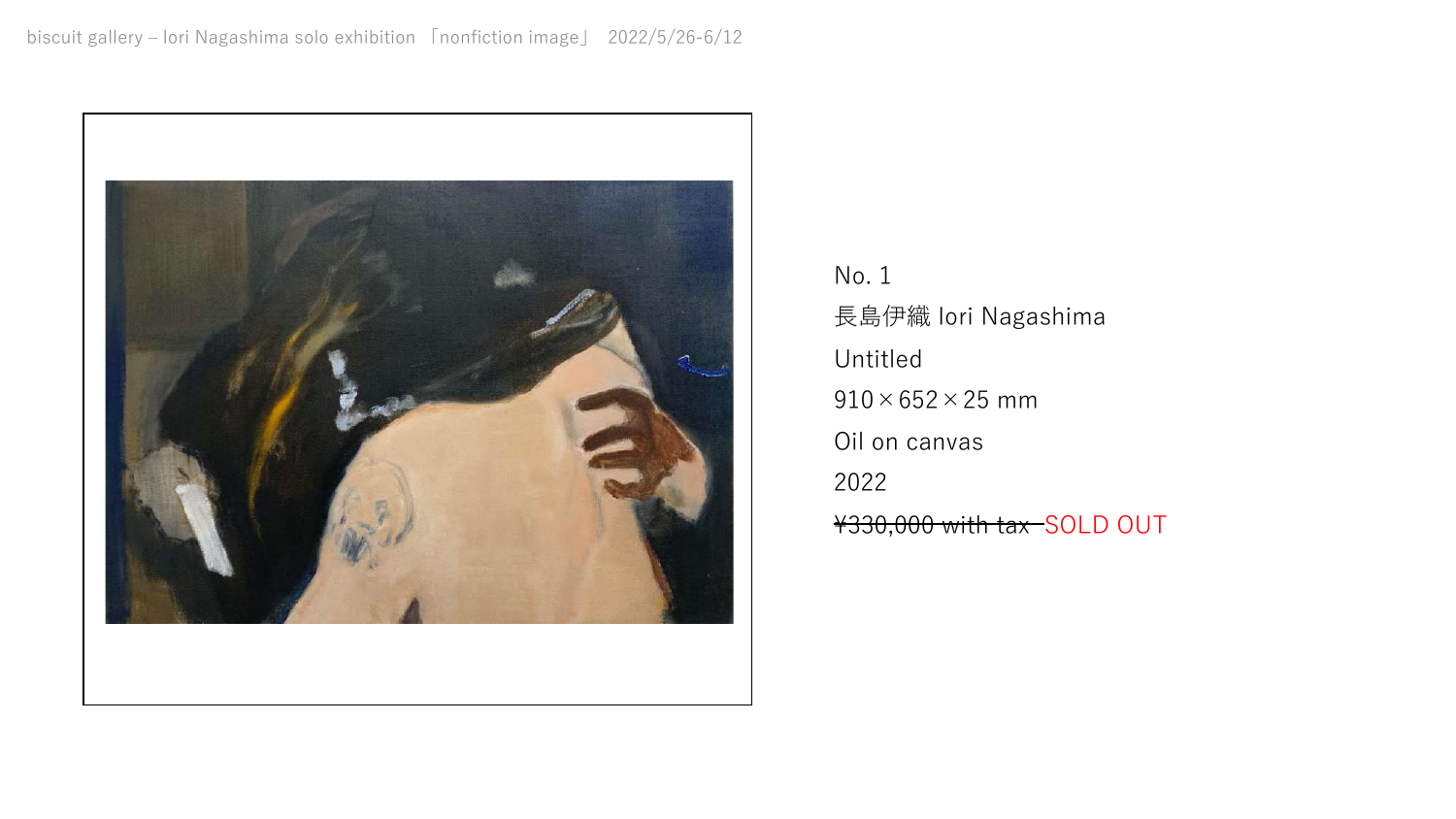No. 1

長島伊織 Iori Nagashima

Untitled

910×652×25 mm

Oil on canvas

2022

~~¥330,000 with tax~~ SOLD OUT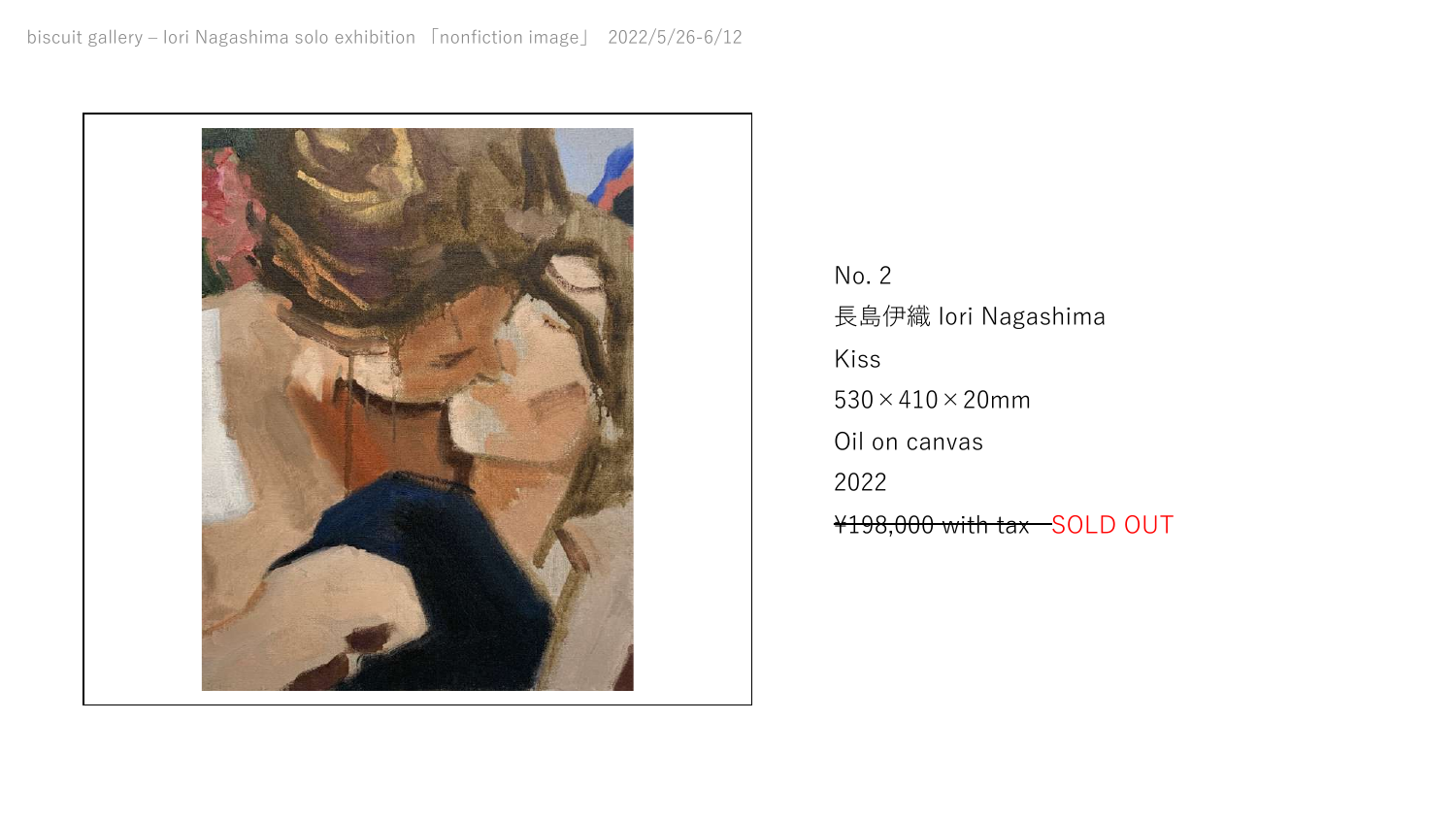No. 2

長島伊織 Iori Nagashima

Kiss

530×410×20mm

Oil on canvas

2022

~~¥198,000 with tax~~ SOLD OUT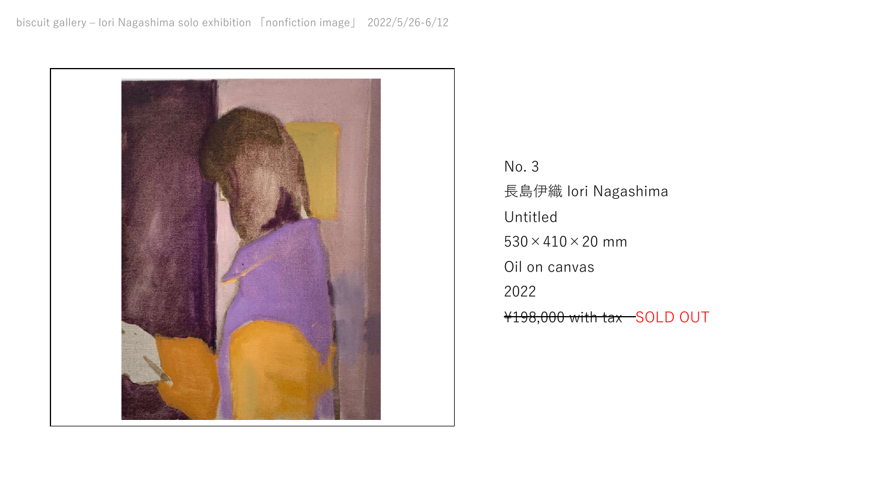No. 3

長島伊織 Iori Nagashima

Untitled

530×410×20 mm

Oil on canvas

2022

~~¥198,000 with tax~~ SOLD OUT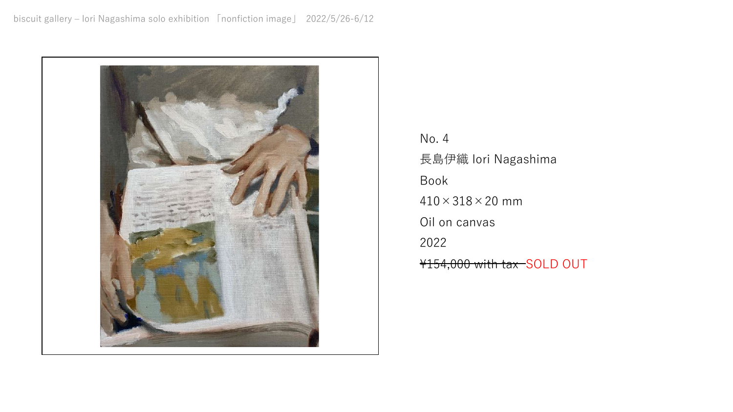No. 4

長島伊織 Iori Nagashima

Book

410×318×20 mm

Oil on canvas

2022

~~¥154,000 with tax~~ SOLD OUT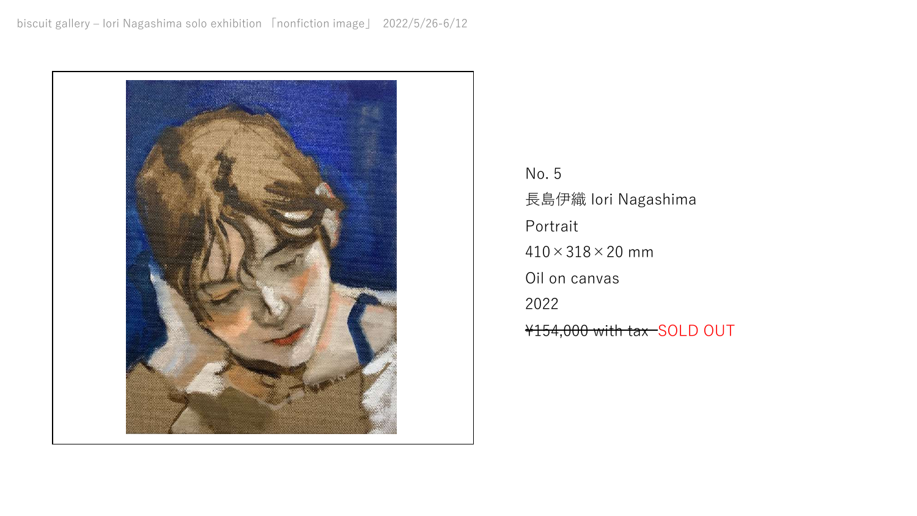No. 5

長島伊織 Iori Nagashima

Portrait

410×318×20 mm

Oil on canvas

2022

~~¥154,000 with tax~~ SOLD OUT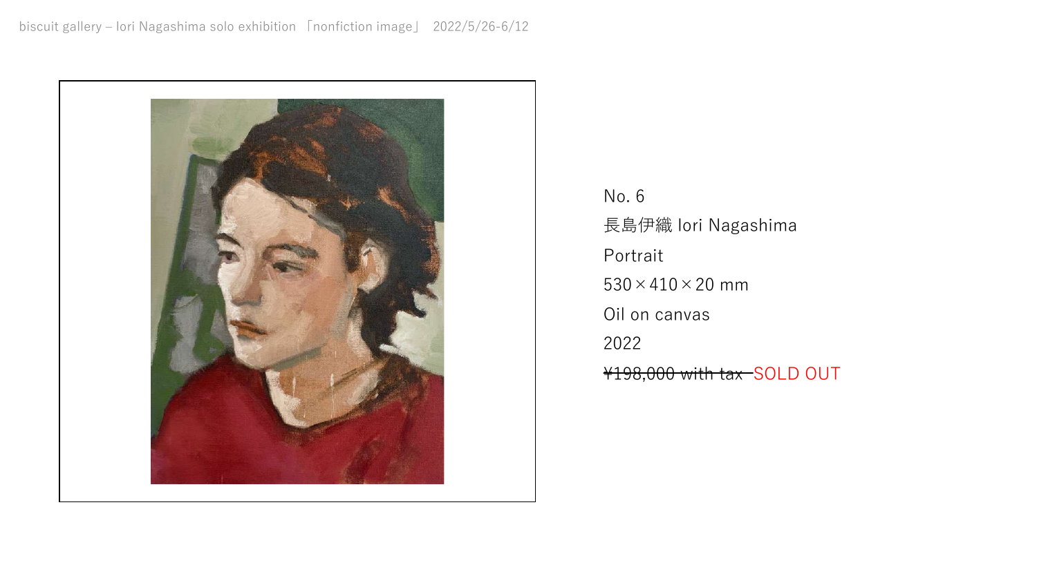No. 6

長島伊織 Iori Nagashima

Portrait

530×410×20 mm

Oil on canvas

2022

~~¥198,000 with tax~~ SOLD OUT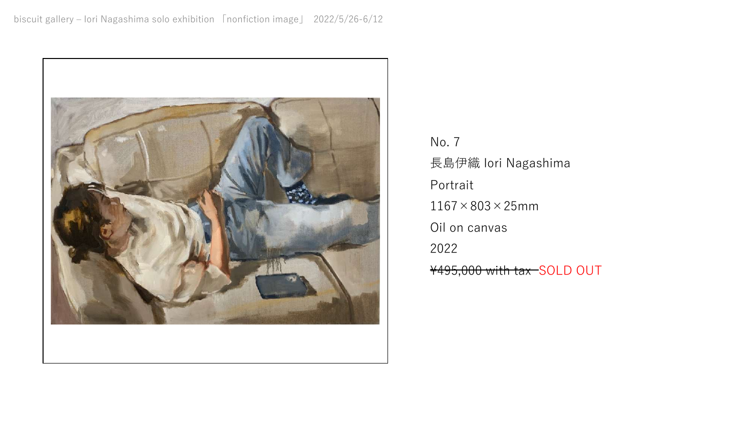No. 7

長島伊織 Iori Nagashima

Portrait

1167×803×25mm

Oil on canvas

2022

~~¥495,000 with tax~~ SOLD OUT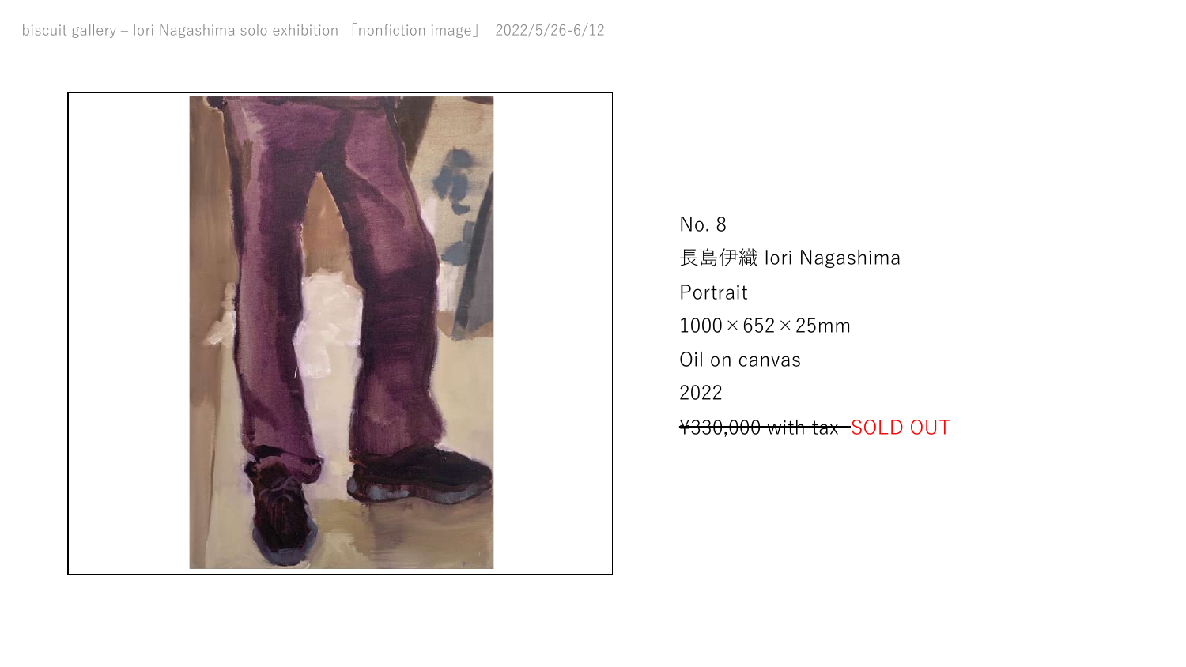No. 8

長島伊織 Iori Nagashima

Portrait

1000×652×25mm

Oil on canvas

2022

~~¥330,000 with tax~~ SOLD OUT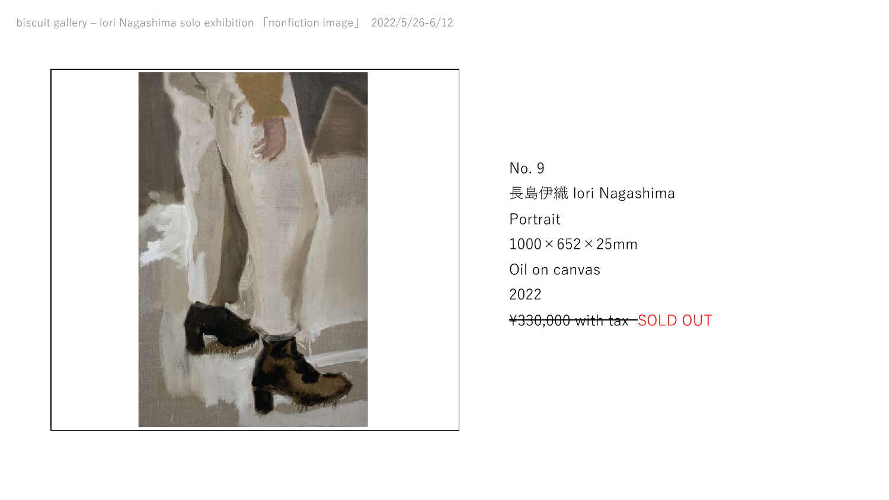No. 9

長島伊織 Iori Nagashima

Portrait

1000×652×25mm

Oil on canvas

2022

~~¥330,000 with tax~~ SOLD OUT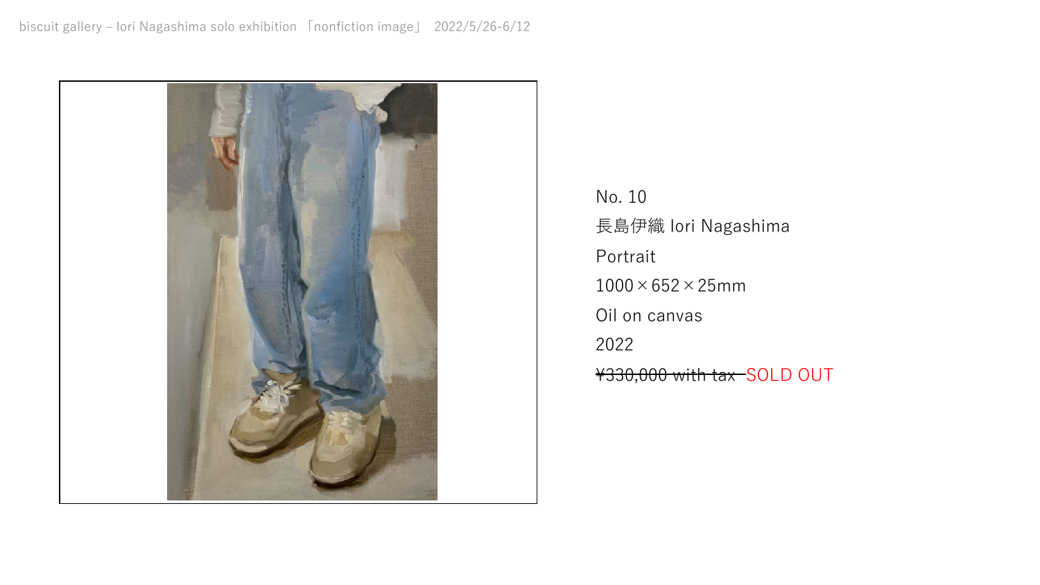No. 10

長島伊織 Iori Nagashima

Portrait

1000×652×25mm

Oil on canvas

2022

~~¥330,000 with tax~~ SOLD OUT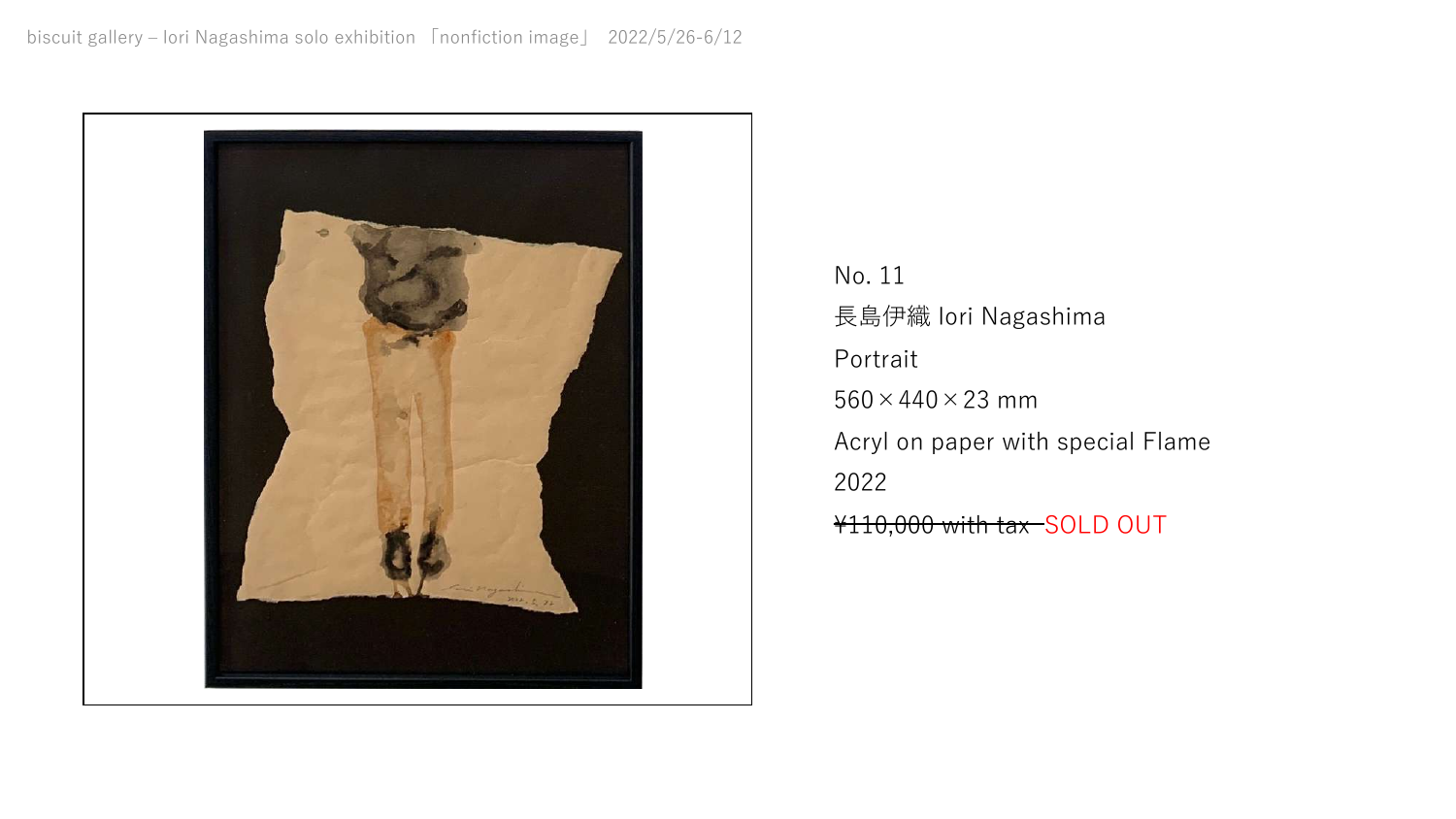No. 11

長島伊織 Iori Nagashima

Portrait

560×440×23 mm

Acryl on paper with special Flame

2022

~~¥110,000 with tax~~ SOLD OUT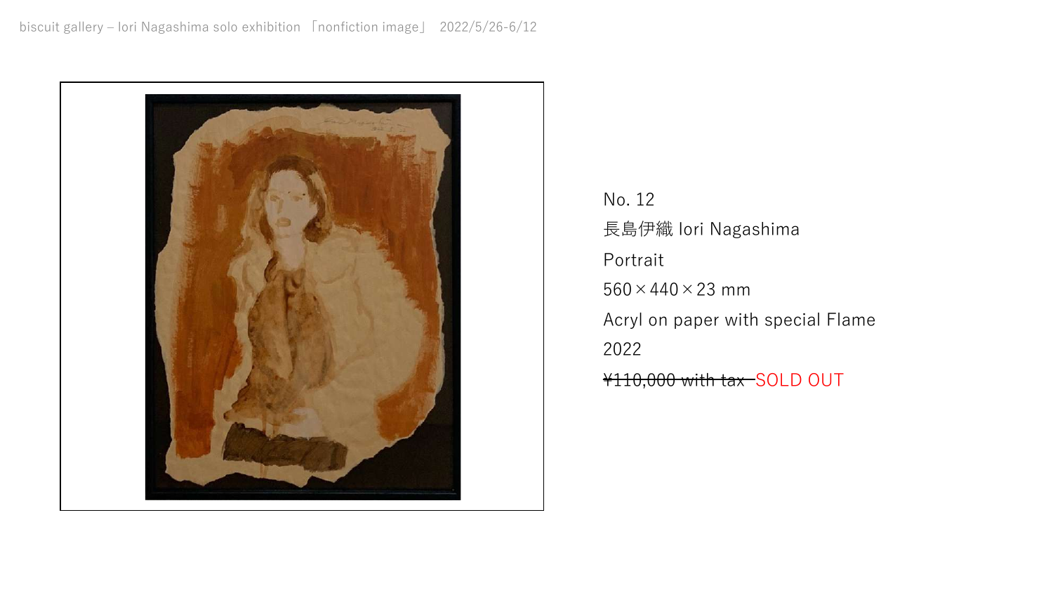No. 12

長島伊織 Iori Nagashima

Portrait

560×440×23 mm

Acryl on paper with special Flame

2022

~~¥110,000 with tax~~ SOLD OUT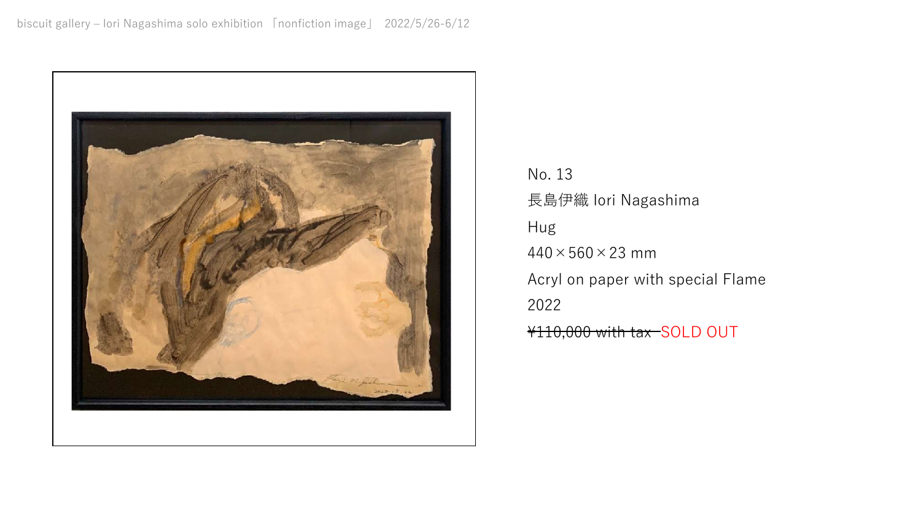No. 13

長島伊織 Iori Nagashima

Hug

440×560×23 mm

Acryl on paper with special Flame

2022

~~¥110,000 with tax~~ SOLD OUT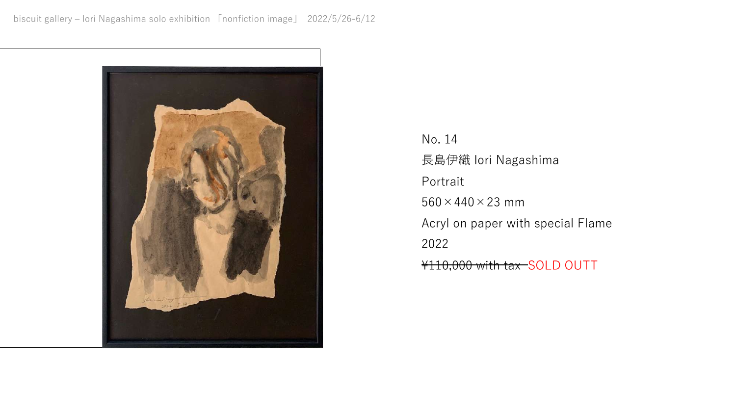No. 14

長島伊織 Iori Nagashima

Portrait

560×440×23 mm

Acryl on paper with special Flame

2022

~~¥110,000 with tax~~ SOLD OUTT